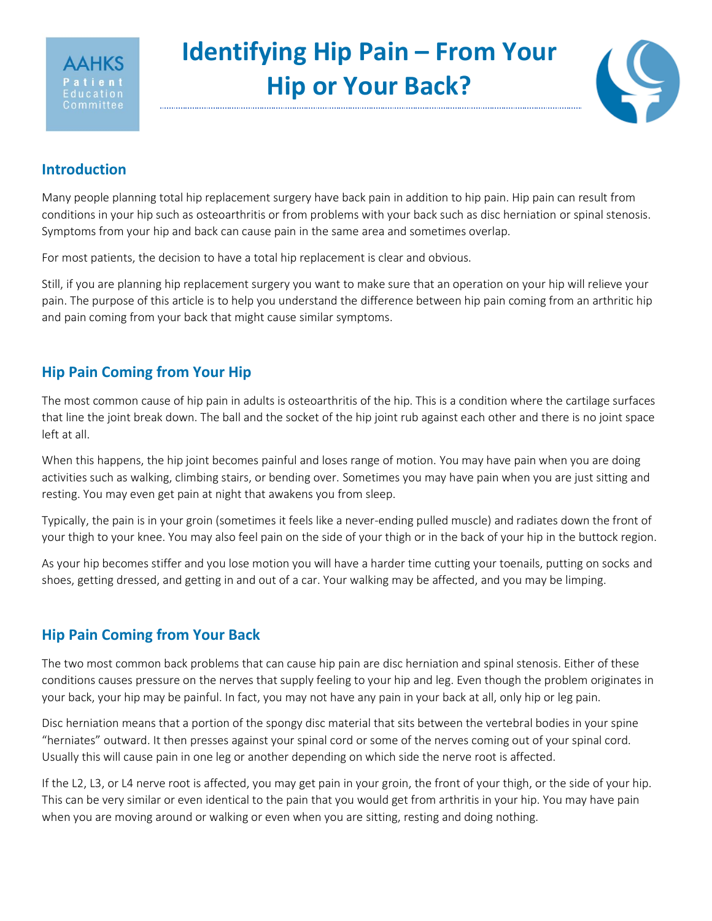AAHKS Patient Education Committee

# Identifying Hip Pain – From Your Hip or Your Back?

## Introduction

Many people planning total hip replacement surgery have back pain in addition to hip pain. Hip pain can result from conditions in your hip such as osteoarthritis or from problems with your back such as disc herniation or spinal stenosis. Symptoms from your hip and back can cause pain in the same area and sometimes overlap.

For most patients, the decision to have a total hip replacement is clear and obvious.

Still, if you are planning hip replacement surgery you want to make sure that an operation on your hip will relieve your pain. The purpose of this article is to help you understand the difference between hip pain coming from an arthritic hip and pain coming from your back that might cause similar symptoms.

## Hip Pain Coming from Your Hip

The most common cause of hip pain in adults is osteoarthritis of the hip. This is a condition where the cartilage surfaces that line the joint break down. The ball and the socket of the hip joint rub against each other and there is no joint space left at all.

When this happens, the hip joint becomes painful and loses range of motion. You may have pain when you are doing activities such as walking, climbing stairs, or bending over. Sometimes you may have pain when you are just sitting and resting. You may even get pain at night that awakens you from sleep.

Typically, the pain is in your groin (sometimes it feels like a never-ending pulled muscle) and radiates down the front of your thigh to your knee. You may also feel pain on the side of your thigh or in the back of your hip in the buttock region.

As your hip becomes stiffer and you lose motion you will have a harder time cutting your toenails, putting on socks and shoes, getting dressed, and getting in and out of a car. Your walking may be affected, and you may be limping.

## Hip Pain Coming from Your Back

The two most common back problems that can cause hip pain are disc herniation and spinal stenosis. Either of these conditions causes pressure on the nerves that supply feeling to your hip and leg. Even though the problem originates in your back, your hip may be painful. In fact, you may not have any pain in your back at all, only hip or leg pain.

Disc herniation means that a portion of the spongy disc material that sits between the vertebral bodies in your spine "herniates" outward. It then presses against your spinal cord or some of the nerves coming out of your spinal cord. Usually this will cause pain in one leg or another depending on which side the nerve root is affected.

If the L2, L3, or L4 nerve root is affected, you may get pain in your groin, the front of your thigh, or the side of your hip. This can be very similar or even identical to the pain that you would get from arthritis in your hip. You may have pain when you are moving around or walking or even when you are sitting, resting and doing nothing.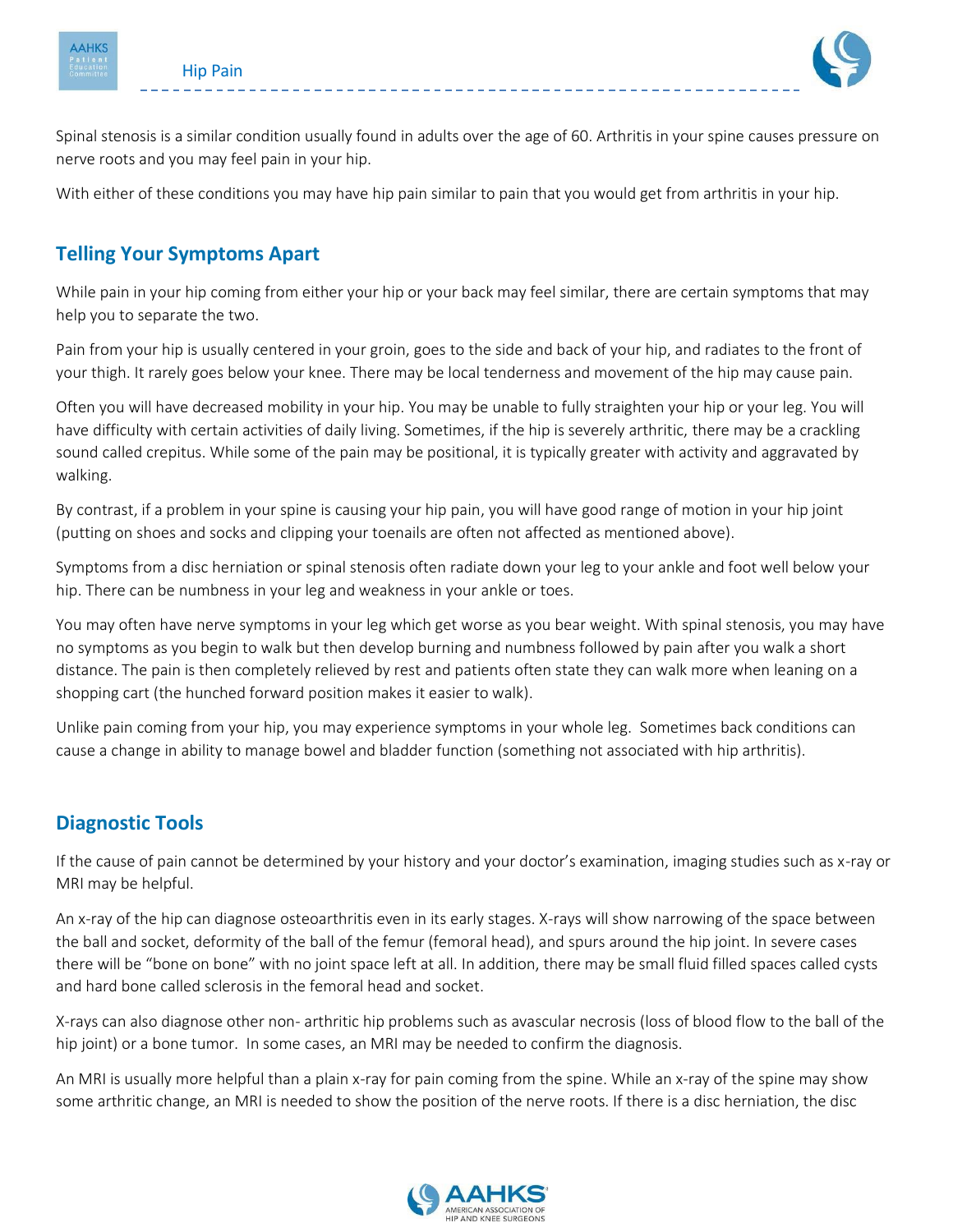Spinal stenosis is a similar condition usually found in adults over the age of 60. Arthritis in your spine causes pressure on nerve roots and you may feel pain in your hip.

With either of these conditions you may have hip pain similar to pain that you would get from arthritis in your hip.

## Telling Your Symptoms Apart

While pain in your hip coming from either your hip or your back may feel similar, there are certain symptoms that may help you to separate the two.

Pain from your hip is usually centered in your groin, goes to the side and back of your hip, and radiates to the front of your thigh. It rarely goes below your knee. There may be local tenderness and movement of the hip may cause pain.

Often you will have decreased mobility in your hip. You may be unable to fully straighten your hip or your leg. You will have difficulty with certain activities of daily living. Sometimes, if the hip is severely arthritic, there may be a crackling sound called crepitus. While some of the pain may be positional, it is typically greater with activity and aggravated by walking.

By contrast, if a problem in your spine is causing your hip pain, you will have good range of motion in your hip joint (putting on shoes and socks and clipping your toenails are often not affected as mentioned above).

Symptoms from a disc herniation or spinal stenosis often radiate down your leg to your ankle and foot well below your hip. There can be numbness in your leg and weakness in your ankle or toes.

You may often have nerve symptoms in your leg which get worse as you bear weight. With spinal stenosis, you may have no symptoms as you begin to walk but then develop burning and numbness followed by pain after you walk a short distance. The pain is then completely relieved by rest and patients often state they can walk more when leaning on a shopping cart (the hunched forward position makes it easier to walk).

Unlike pain coming from your hip, you may experience symptoms in your whole leg. Sometimes back conditions can cause a change in ability to manage bowel and bladder function (something not associated with hip arthritis).

## Diagnostic Tools

If the cause of pain cannot be determined by your history and your doctor's examination, imaging studies such as x-ray or MRI may be helpful.

An x-ray of the hip can diagnose osteoarthritis even in its early stages. X-rays will show narrowing of the space between the ball and socket, deformity of the ball of the femur (femoral head), and spurs around the hip joint. In severe cases there will be "bone on bone" with no joint space left at all. In addition, there may be small fluid filled spaces called cysts and hard bone called sclerosis in the femoral head and socket.

X-rays can also diagnose other non- arthritic hip problems such as avascular necrosis (loss of blood flow to the ball of the hip joint) or a bone tumor. In some cases, an MRI may be needed to confirm the diagnosis.

An MRI is usually more helpful than a plain x-ray for pain coming from the spine. While an x-ray of the spine may show some arthritic change, an MRI is needed to show the position of the nerve roots. If there is a disc herniation, the disc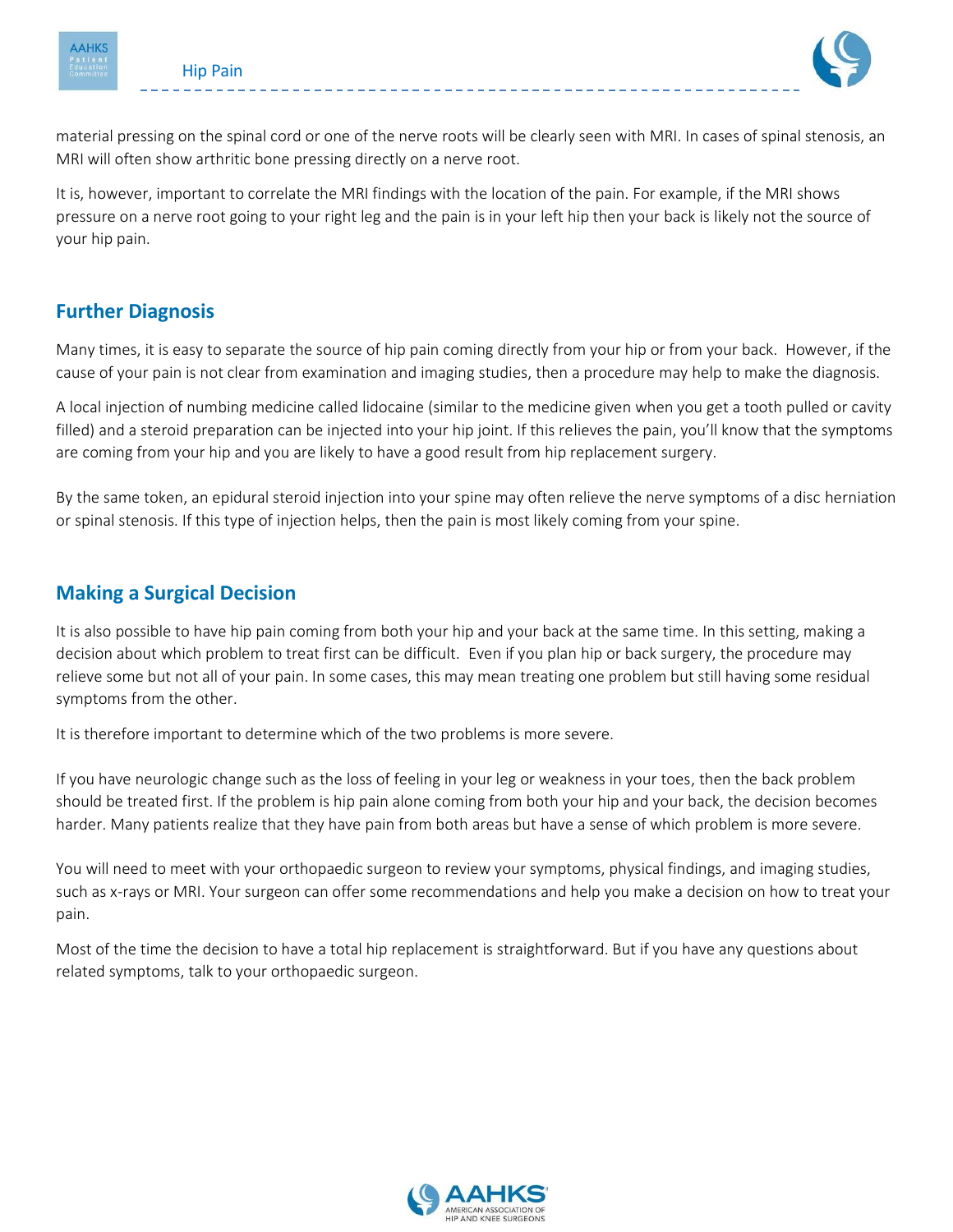material pressing on the spinal cord or one of the nerve roots will be clearly seen with MRI. In cases of spinal stenosis, an MRI will often show arthritic bone pressing directly on a nerve root.

It is, however, important to correlate the MRI findings with the location of the pain. For example, if the MRI shows pressure on a nerve root going to your right leg and the pain is in your left hip then your back is likely not the source of your hip pain.

## Further Diagnosis

Many times, it is easy to separate the source of hip pain coming directly from your hip or from your back. However, if the cause of your pain is not clear from examination and imaging studies, then a procedure may help to make the diagnosis.

A local injection of numbing medicine called lidocaine (similar to the medicine given when you get a tooth pulled or cavity filled) and a steroid preparation can be injected into your hip joint. If this relieves the pain, you'll know that the symptoms are coming from your hip and you are likely to have a good result from hip replacement surgery.

By the same token, an epidural steroid injection into your spine may often relieve the nerve symptoms of a disc herniation or spinal stenosis. If this type of injection helps, then the pain is most likely coming from your spine.

## Making a Surgical Decision

It is also possible to have hip pain coming from both your hip and your back at the same time. In this setting, making a decision about which problem to treat first can be difficult. Even if you plan hip or back surgery, the procedure may relieve some but not all of your pain. In some cases, this may mean treating one problem but still having some residual symptoms from the other.

It is therefore important to determine which of the two problems is more severe.

If you have neurologic change such as the loss of feeling in your leg or weakness in your toes, then the back problem should be treated first. If the problem is hip pain alone coming from both your hip and your back, the decision becomes harder. Many patients realize that they have pain from both areas but have a sense of which problem is more severe.

You will need to meet with your orthopaedic surgeon to review your symptoms, physical findings, and imaging studies, such as x-rays or MRI. Your surgeon can offer some recommendations and help you make a decision on how to treat your pain.

Most of the time the decision to have a total hip replacement is straightforward. But if you have any questions about related symptoms, talk to your orthopaedic surgeon.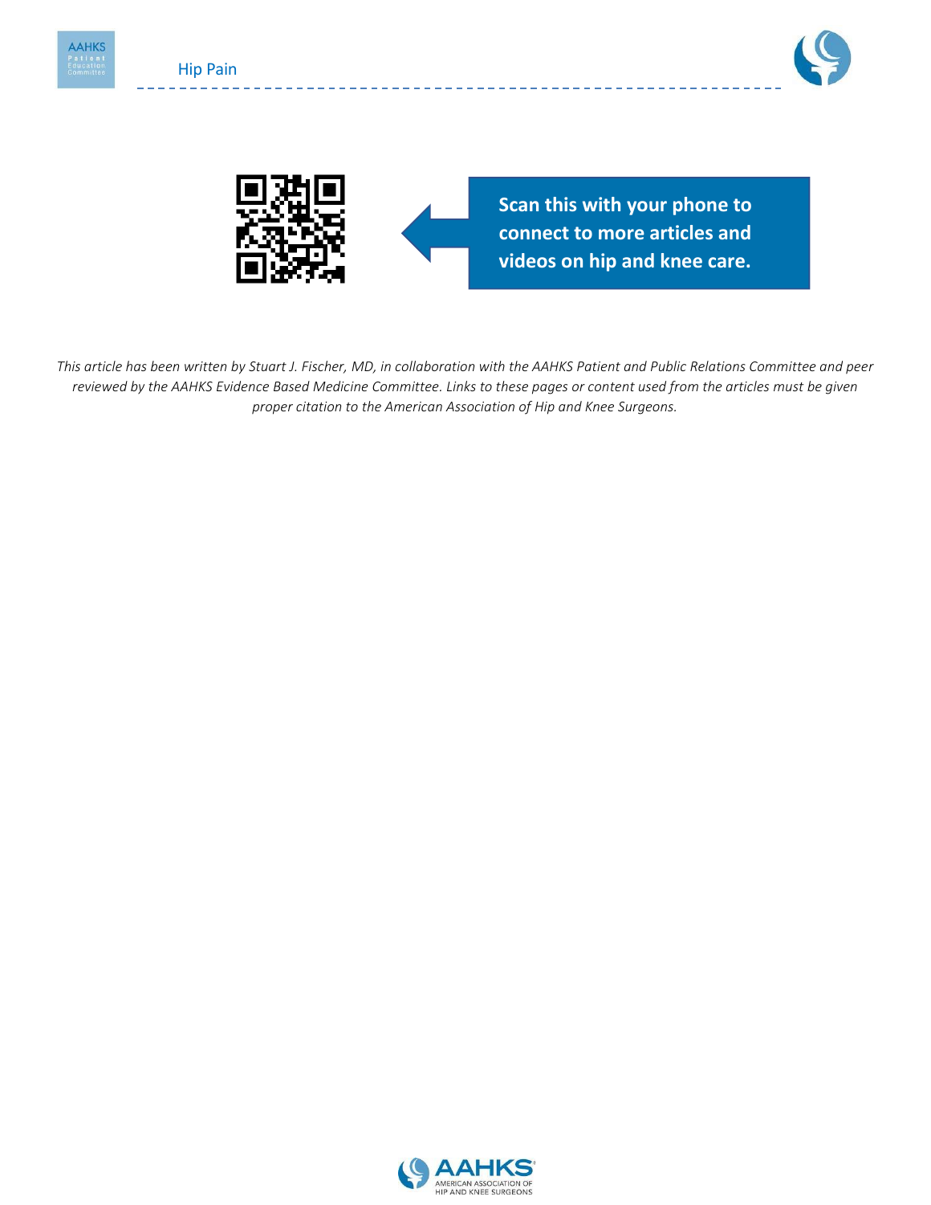Scan this with your phone to connect to more articles and videos on hip and knee care.

*This article has been written by Stuart J. Fischer, MD, in collaboration with the AAHKS Patient and Public Relations Committee and peer reviewed by the AAHKS Evidence Based Medicine Committee. Links to these pages or content used from the articles must be given proper citation to the American Association of Hip and Knee Surgeons.*